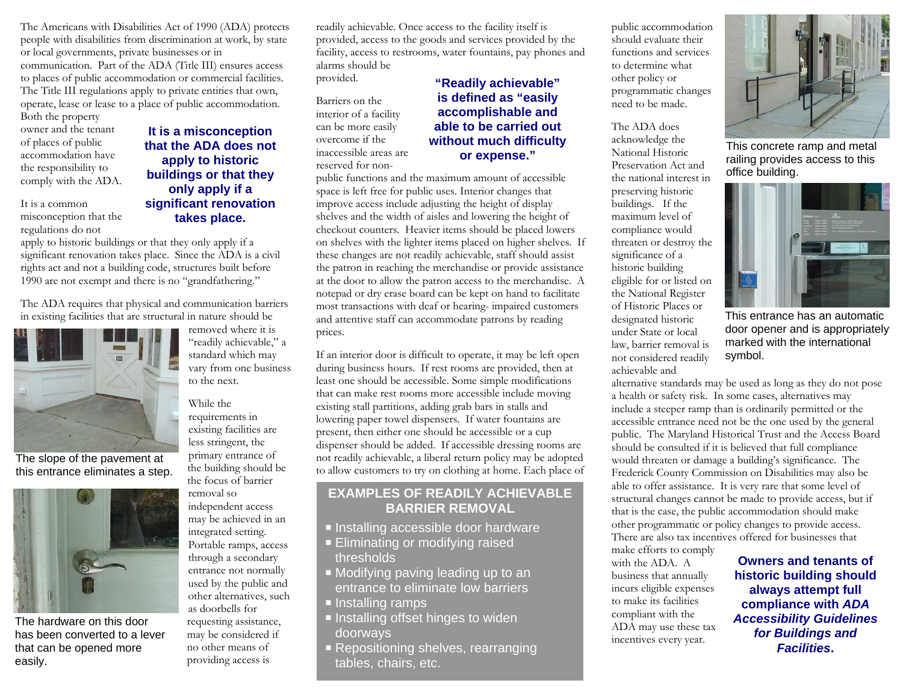The Americans with Disabilities Act of 1990 (ADA) protects people with disabilities from discrimination at work, by state or local governments, private businesses or in communication. Part of the ADA (Title III) ensures access to places of public accommodation or commercial facilities. The Title III regulations apply to private entities that own, operate, lease or lease to a place of public accommodation. Both the property owner and the tenant of places of public accommodation have the responsibility to comply with the ADA.

**It is a misconception that the ADA does not apply to historic buildings or that they only apply if a significant renovation takes place.**

It is a common misconception that the regulations do not apply to historic buildings or that they only apply if a significant renovation takes place. Since the ADA is a civil rights act and not a building code, structures built before 1990 are not exempt and there is no "grandfathering."

The ADA requires that physical and communication barriers in existing facilities that are structural in nature should be removed where it is "readily achievable," a standard which may vary from one business to the next.

The slope of the pavement at this entrance eliminates a step.

The hardware on this door has been converted to a lever that can be opened more easily.

While the requirements in existing facilities are less stringent, the primary entrance of the building should be the focus of barrier removal so independent access may be achieved in an integrated setting. Portable ramps, access through a secondary entrance not normally used by the public and other alternatives, such as doorbells for requesting assistance, may be considered if no other means of providing access is readily achievable. Once access to the facility itself is provided, access to the goods and services provided by the facility, access to restrooms, water fountains, pay phones and alarms should be provided.

**"Readily achievable" is defined as "easily accomplishable and able to be carried out without much difficulty or expense."**

Barriers on the interior of a facility can be more easily overcome if the inaccessible areas are reserved for non-public functions and the maximum amount of accessible space is left free for public uses. Interior changes that improve access include adjusting the height of display shelves and the width of aisles and lowering the height of checkout counters. Heavier items should be placed lowers on shelves with the lighter items placed on higher shelves. If these changes are not readily achievable, staff should assist the patron in reaching the merchandise or provide assistance at the door to allow the patron access to the merchandise. A notepad or dry erase board can be kept on hand to facilitate most transactions with deaf or hearing- impaired customers and attentive staff can accommodate patrons by reading prices.

If an interior door is difficult to operate, it may be left open during business hours. If rest rooms are provided, then at least one should be accessible. Some simple modifications that can make rest rooms more accessible include moving existing stall partitions, adding grab bars in stalls and lowering paper towel dispensers. If water fountains are present, then either one should be accessible or a cup dispenser should be added. If accessible dressing rooms are not readily achievable, a liberal return policy may be adopted to allow customers to try on clothing at home. Each place of public accommodation should evaluate their functions and services to determine what other policy or programmatic changes need to be made.

## EXAMPLES OF READILY ACHIEVABLE BARRIER REMOVAL

- Installing accessible door hardware
- Eliminating or modifying raised thresholds
- Modifying paving leading up to an entrance to eliminate low barriers
- Installing ramps
- Installing offset hinges to widen doorways
- Repositioning shelves, rearranging tables, chairs, etc.

The ADA does acknowledge the National Historic Preservation Act and the national interest in preserving historic buildings. If the maximum level of compliance would threaten or destroy the significance of a historic building eligible for or listed on the National Register of Historic Places or designated historic under State or local law, barrier removal is not considered readily achievable and alternative standards may be used as long as they do not pose a health or safety risk. In some cases, alternatives may include a steeper ramp than is ordinarily permitted or the accessible entrance need not be the one used by the general public. The Maryland Historical Trust and the Access Board should be consulted if it is believed that full compliance would threaten or damage a building's significance. The Frederick County Commission on Disabilities may also be able to offer assistance. It is very rare that some level of structural changes cannot be made to provide access, but if that is the case, the public accommodation should make other programmatic or policy changes to provide access. There are also tax incentives offered for businesses that make efforts to comply with the ADA. A business that annually incurs eligible expenses to make its facilities compliant with the ADA may use these tax incentives every year.

This concrete ramp and metal railing provides access to this office building.

This entrance has an automatic door opener and is appropriately marked with the international symbol.

**Owners and tenants of historic building should always attempt full compliance with *ADA Accessibility Guidelines for Buildings and Facilities*.**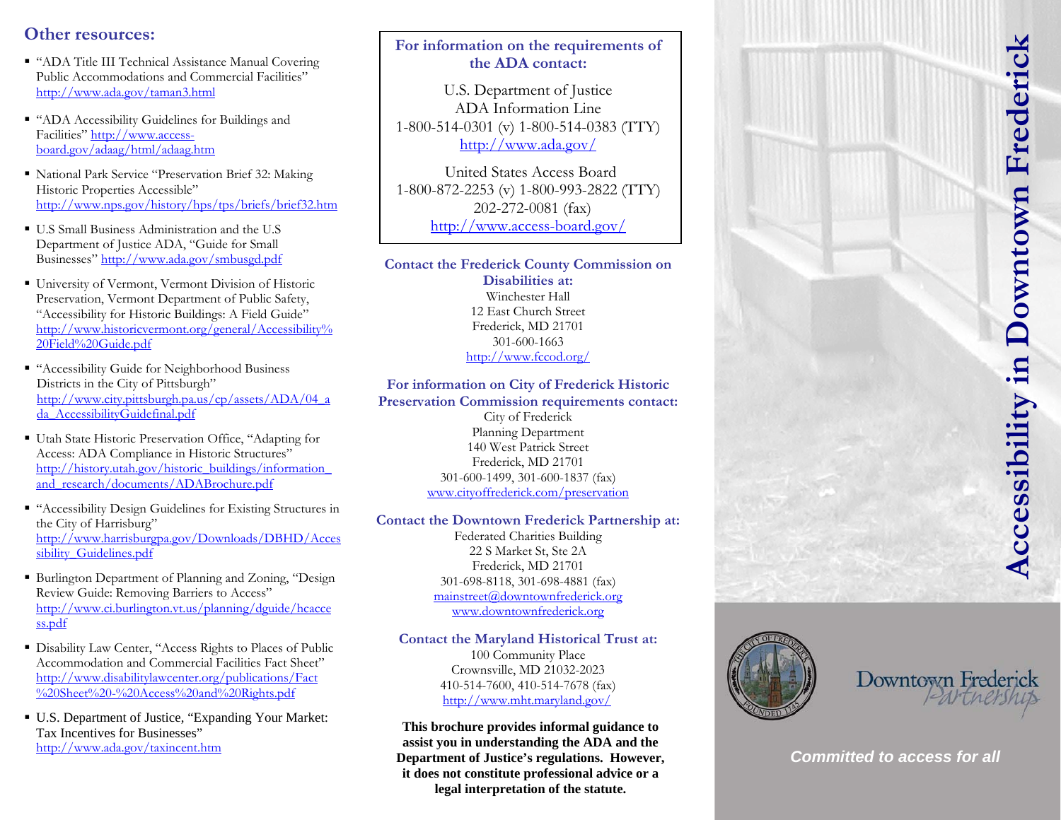## Other resources:

- "ADA Title III Technical Assistance Manual Covering Public Accommodations and Commercial Facilities" http://www.ada.gov/taman3.html
- "ADA Accessibility Guidelines for Buildings and Facilities" http://www.access-board.gov/adaag/html/adaag.htm
- National Park Service "Preservation Brief 32: Making Historic Properties Accessible" http://www.nps.gov/history/hps/tps/briefs/brief32.htm
- U.S Small Business Administration and the U.S Department of Justice ADA, "Guide for Small Businesses" http://www.ada.gov/smbusgd.pdf
- University of Vermont, Vermont Division of Historic Preservation, Vermont Department of Public Safety, "Accessibility for Historic Buildings: A Field Guide" http://www.historicvermont.org/general/Accessibility%20Field%20Guide.pdf
- "Accessibility Guide for Neighborhood Business Districts in the City of Pittsburgh" http://www.city.pittsburgh.pa.us/cp/assets/ADA/04_ada_AccessibilityGuidefinal.pdf
- Utah State Historic Preservation Office, "Adapting for Access: ADA Compliance in Historic Structures" http://history.utah.gov/historic_buildings/information_and_research/documents/ADABrochure.pdf
- "Accessibility Design Guidelines for Existing Structures in the City of Harrisburg" http://www.harrisburgpa.gov/Downloads/DBHD/Accessibility_Guidelines.pdf
- Burlington Department of Planning and Zoning, "Design Review Guide: Removing Barriers to Access" http://www.ci.burlington.vt.us/planning/dguide/hcaccess.pdf
- Disability Law Center, "Access Rights to Places of Public Accommodation and Commercial Facilities Fact Sheet" http://www.disabilitylawcenter.org/publications/Fact%20Sheet%20-%20Access%20and%20Rights.pdf
- U.S. Department of Justice, "Expanding Your Market: Tax Incentives for Businesses" http://www.ada.gov/taxincent.htm

**For information on the requirements of the ADA contact:**

U.S. Department of Justice
ADA Information Line
1-800-514-0301 (v) 1-800-514-0383 (TTY)
http://www.ada.gov/

United States Access Board
1-800-872-2253 (v) 1-800-993-2822 (TTY)
202-272-0081 (fax)
http://www.access-board.gov/

**Contact the Frederick County Commission on Disabilities at:**

Winchester Hall
12 East Church Street
Frederick, MD 21701
301-600-1663
http://www.fccod.org/

**For information on City of Frederick Historic Preservation Commission requirements contact:**

City of Frederick
Planning Department
140 West Patrick Street
Frederick, MD 21701
301-600-1499, 301-600-1837 (fax)
www.cityoffrederick.com/preservation

**Contact the Downtown Frederick Partnership at:**

Federated Charities Building
22 S Market St, Ste 2A
Frederick, MD 21701
301-698-8118, 301-698-4881 (fax)
mainstreet@downtownfrederick.org
www.downtownfrederick.org

**Contact the Maryland Historical Trust at:**

100 Community Place
Crownsville, MD 21032-2023
410-514-7600, 410-514-7678 (fax)
http://www.mht.maryland.gov/

**This brochure provides informal guidance to assist you in understanding the ADA and the Department of Justice's regulations. However, it does not constitute professional advice or a legal interpretation of the statute.**

# Accessibility in Downtown Frederick

Downtown Frederick Partnership

***Committed to access for all***